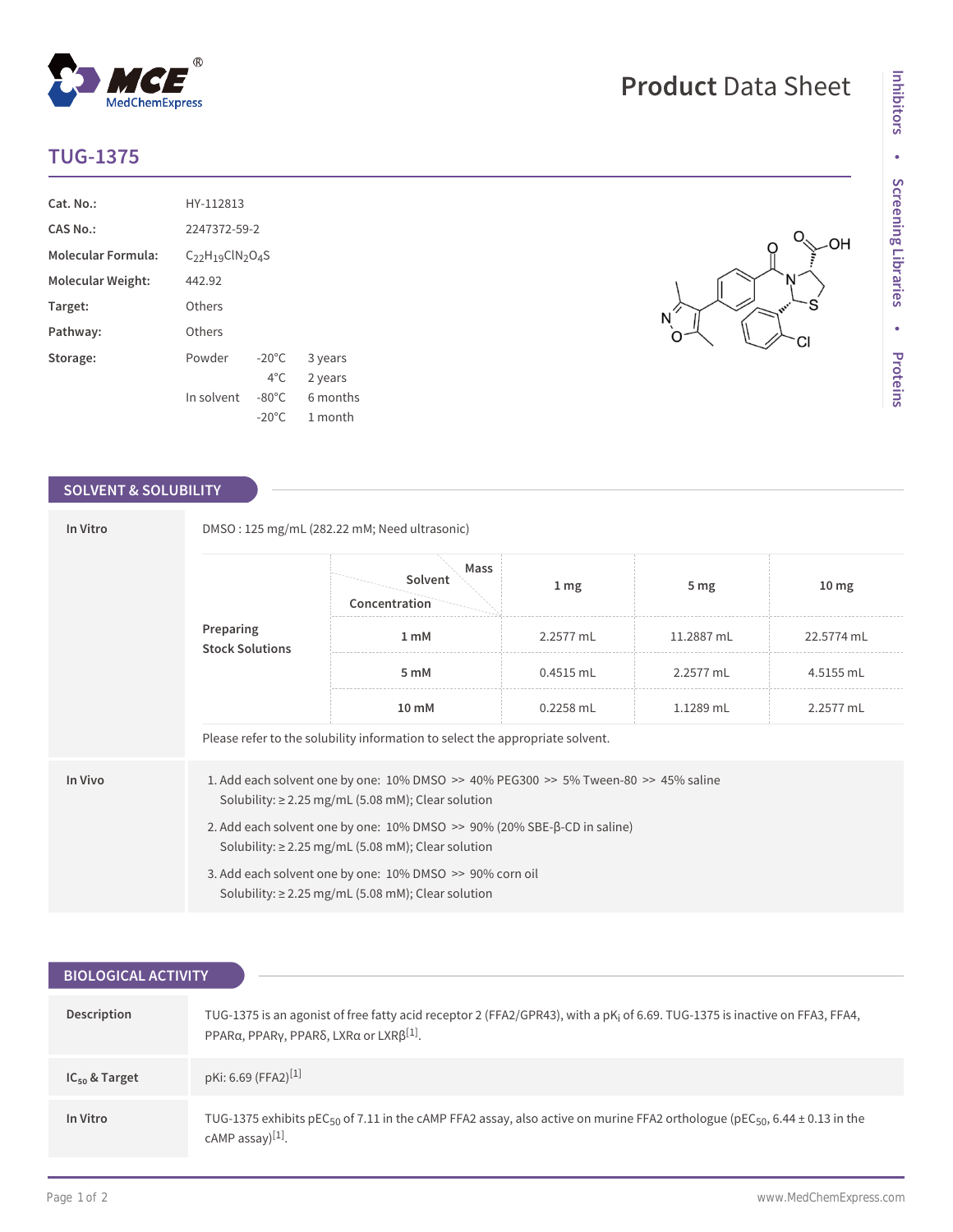# TUG-1375

Product Data Sheet

| | | | |
|---|---|---|---|
| **Cat. No.:** | HY-112813 | | |
| **CAS No.:** | 2247372-59-2 | | |
| **Molecular Formula:** | $C_{22}H_{19}ClN_2O_4S$ | | |
| **Molecular Weight:** | 442.92 | | |
| **Target:** | Others | | |
| **Pathway:** | Others | | |
| **Storage:** | Powder | -20°C | 3 years |
| | | 4°C | 2 years |
| | In solvent | -80°C | 6 months |
| | | -20°C | 1 month |

## SOLVENT & SOLUBILITY

**In Vitro**

DMSO : 125 mg/mL (282.22 mM; Need ultrasonic)

**Preparing Stock Solutions**

| Solvent / Concentration \ Mass | 1 mg | 5 mg | 10 mg |
|---|---|---|---|
| 1 mM | 2.2577 mL | 11.2887 mL | 22.5774 mL |
| 5 mM | 0.4515 mL | 2.2577 mL | 4.5155 mL |
| 10 mM | 0.2258 mL | 1.1289 mL | 2.2577 mL |

Please refer to the solubility information to select the appropriate solvent.

**In Vivo**

1. Add each solvent one by one: 10% DMSO >> 40% PEG300 >> 5% Tween-80 >> 45% saline
   Solubility: ≥ 2.25 mg/mL (5.08 mM); Clear solution
2. Add each solvent one by one: 10% DMSO >> 90% (20% SBE-β-CD in saline)
   Solubility: ≥ 2.25 mg/mL (5.08 mM); Clear solution
3. Add each solvent one by one: 10% DMSO >> 90% corn oil
   Solubility: ≥ 2.25 mg/mL (5.08 mM); Clear solution

## BIOLOGICAL ACTIVITY

**Description**

TUG-1375 is an agonist of free fatty acid receptor 2 (FFA2/GPR43), with a $pK_i$ of 6.69. TUG-1375 is inactive on FFA3, FFA4, PPARα, PPARγ, PPARδ, LXRα or LXRβ[1].

**$IC_{50}$ & Target**

pKi: 6.69 (FFA2)[1]

**In Vitro**

TUG-1375 exhibits $pEC_{50}$ of 7.11 in the cAMP FFA2 assay, also active on murine FFA2 orthologue ($pEC_{50}$, 6.44 ± 0.13 in the cAMP assay)[1].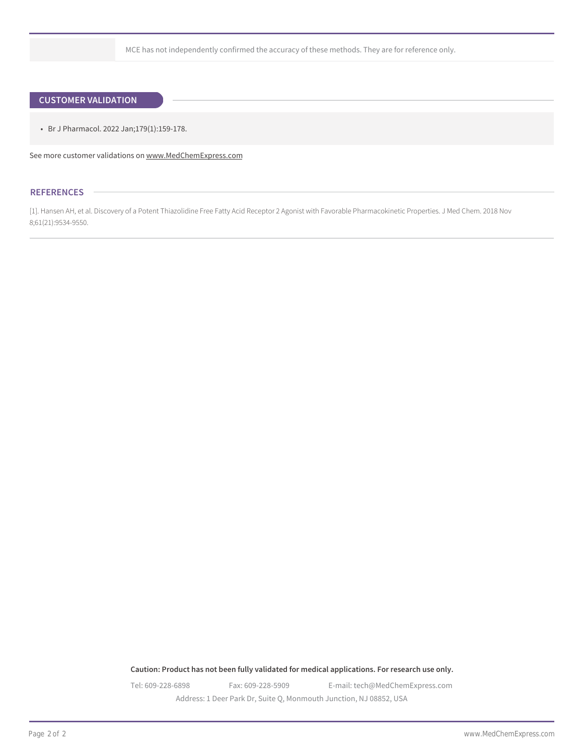MCE has not independently confirmed the accuracy of these methods. They are for reference only.

## CUSTOMER VALIDATION

- Br J Pharmacol. 2022 Jan;179(1):159-178.

See more customer validations on www.MedChemExpress.com

## REFERENCES

[1]. Hansen AH, et al. Discovery of a Potent Thiazolidine Free Fatty Acid Receptor 2 Agonist with Favorable Pharmacokinetic Properties. J Med Chem. 2018 Nov 8;61(21):9534-9550.

**Caution: Product has not been fully validated for medical applications. For research use only.**

Tel: 609-228-6898 Fax: 609-228-5909 E-mail: tech@MedChemExpress.com

Address: 1 Deer Park Dr, Suite Q, Monmouth Junction, NJ 08852, USA